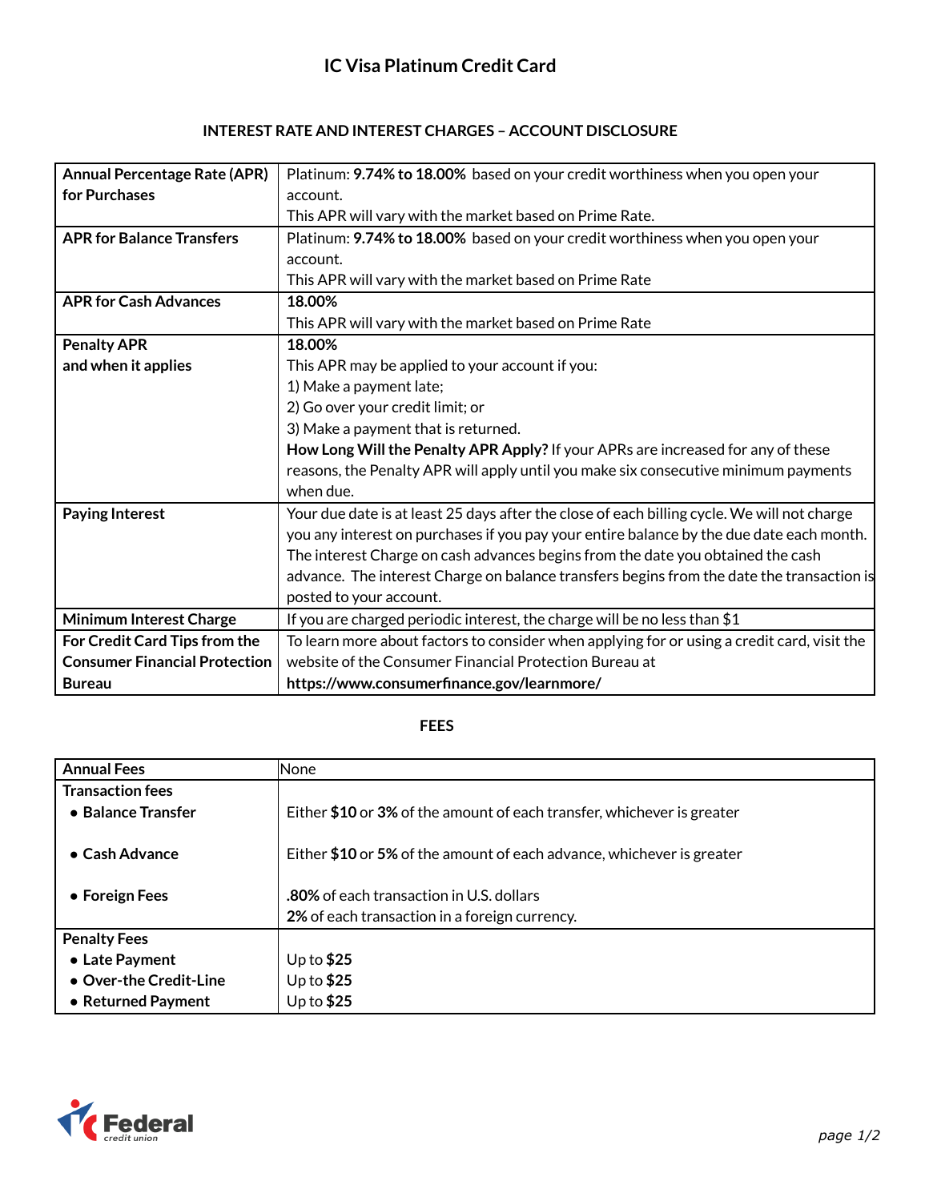# IC Visa Platinum Credit Card

## INTEREST RATE AND INTEREST CHARGES – ACCOUNT DISCLOSURE

| | |
|---|---|
| **Annual Percentage Rate (APR) for Purchases** | Platinum: **9.74% to 18.00%** based on your credit worthiness when you open your account.<br>This APR will vary with the market based on Prime Rate. |
| **APR for Balance Transfers** | Platinum: **9.74% to 18.00%** based on your credit worthiness when you open your account.<br>This APR will vary with the market based on Prime Rate |
| **APR for Cash Advances** | **18.00%**<br>This APR will vary with the market based on Prime Rate |
| **Penalty APR and when it applies** | **18.00%**<br>This APR may be applied to your account if you:<br>1) Make a payment late;<br>2) Go over your credit limit; or<br>3) Make a payment that is returned.<br>**How Long Will the Penalty APR Apply?** If your APRs are increased for any of these reasons, the Penalty APR will apply until you make six consecutive minimum payments when due. |
| **Paying Interest** | Your due date is at least 25 days after the close of each billing cycle. We will not charge you any interest on purchases if you pay your entire balance by the due date each month. The interest Charge on cash advances begins from the date you obtained the cash advance. The interest Charge on balance transfers begins from the date the transaction is posted to your account. |
| **Minimum Interest Charge** | If you are charged periodic interest, the charge will be no less than $1 |
| **For Credit Card Tips from the Consumer Financial Protection Bureau** | To learn more about factors to consider when applying for or using a credit card, visit the website of the Consumer Financial Protection Bureau at **https://www.consumerfinance.gov/learnmore/** |

## FEES

| | |
|---|---|
| **Annual Fees** | None |
| **Transaction fees**<br>• **Balance Transfer** | Either **$10** or **3%** of the amount of each transfer, whichever is greater |
| • **Cash Advance** | Either **$10** or **5%** of the amount of each advance, whichever is greater |
| • **Foreign Fees** | **.80%** of each transaction in U.S. dollars<br>**2%** of each transaction in a foreign currency. |
| **Penalty Fees**<br>• **Late Payment**<br>• **Over-the Credit-Line**<br>• **Returned Payment** | <br>Up to **$25**<br>Up to **$25**<br>Up to **$25** |

Federal credit union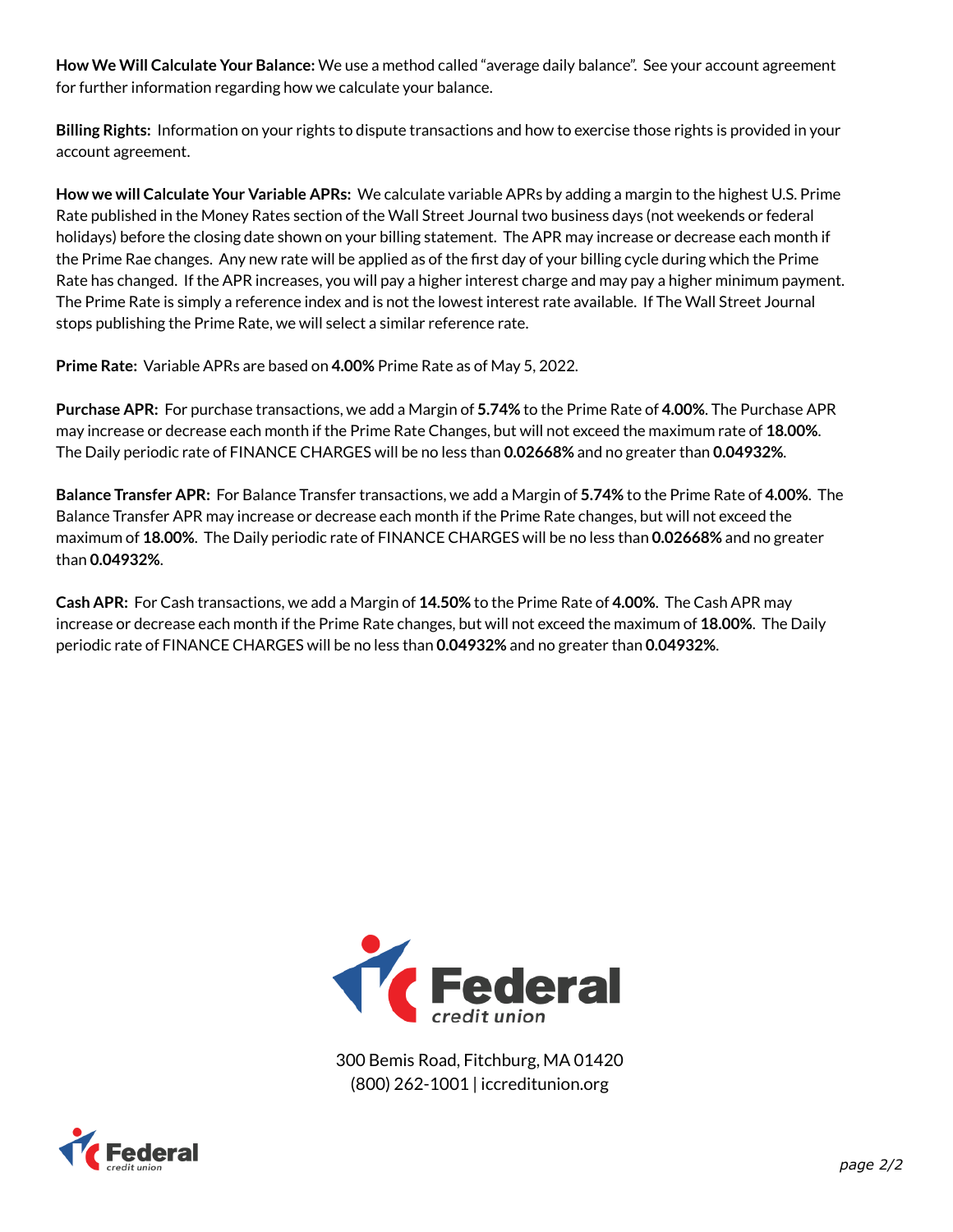**How We Will Calculate Your Balance:** We use a method called "average daily balance". See your account agreement for further information regarding how we calculate your balance.

**Billing Rights:** Information on your rights to dispute transactions and how to exercise those rights is provided in your account agreement.

**How we will Calculate Your Variable APRs:** We calculate variable APRs by adding a margin to the highest U.S. Prime Rate published in the Money Rates section of the Wall Street Journal two business days (not weekends or federal holidays) before the closing date shown on your billing statement. The APR may increase or decrease each month if the Prime Rae changes. Any new rate will be applied as of the first day of your billing cycle during which the Prime Rate has changed. If the APR increases, you will pay a higher interest charge and may pay a higher minimum payment. The Prime Rate is simply a reference index and is not the lowest interest rate available. If The Wall Street Journal stops publishing the Prime Rate, we will select a similar reference rate.

**Prime Rate:** Variable APRs are based on **4.00%** Prime Rate as of May 5, 2022.

**Purchase APR:** For purchase transactions, we add a Margin of **5.74%** to the Prime Rate of **4.00%**. The Purchase APR may increase or decrease each month if the Prime Rate Changes, but will not exceed the maximum rate of **18.00%**. The Daily periodic rate of FINANCE CHARGES will be no less than **0.02668%** and no greater than **0.04932%**.

**Balance Transfer APR:** For Balance Transfer transactions, we add a Margin of **5.74%** to the Prime Rate of **4.00%**. The Balance Transfer APR may increase or decrease each month if the Prime Rate changes, but will not exceed the maximum of **18.00%**. The Daily periodic rate of FINANCE CHARGES will be no less than **0.02668%** and no greater than **0.04932%**.

**Cash APR:** For Cash transactions, we add a Margin of **14.50%** to the Prime Rate of **4.00%**. The Cash APR may increase or decrease each month if the Prime Rate changes, but will not exceed the maximum of **18.00%**. The Daily periodic rate of FINANCE CHARGES will be no less than **0.04932%** and no greater than **0.04932%**.

Federal credit union

300 Bemis Road, Fitchburg, MA 01420
(800) 262-1001 | iccreditunion.org